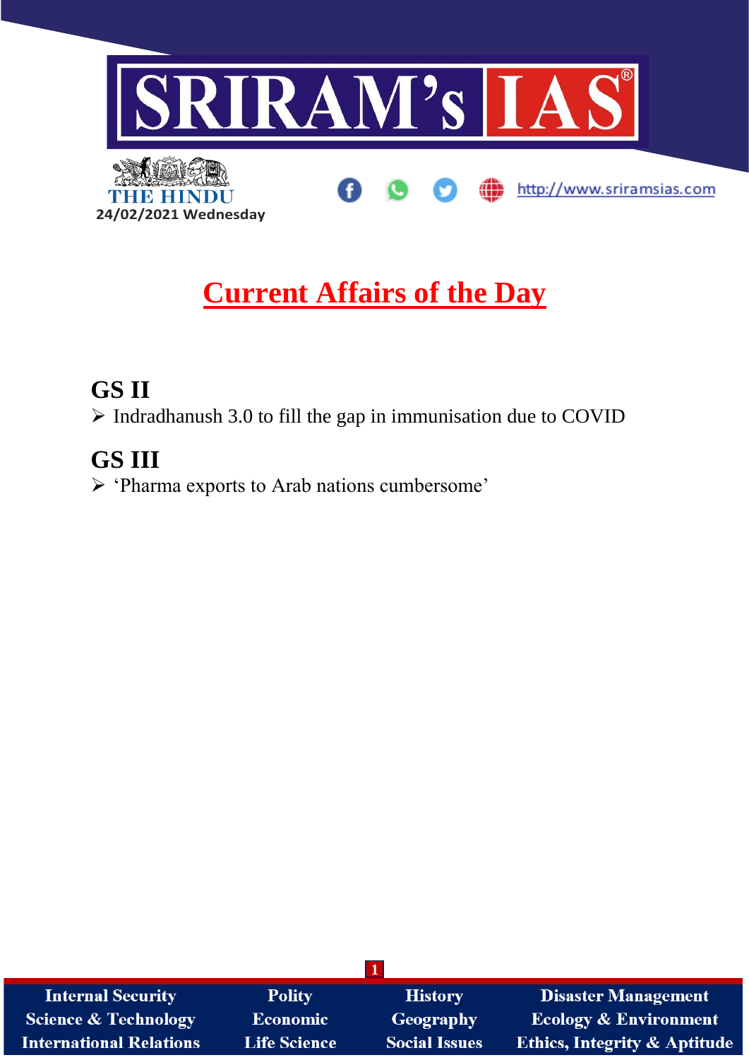24/02/2021 Wednesday

# Current Affairs of the Day

## GS II

- Indradhanush 3.0 to fill the gap in immunisation due to COVID

## GS III

- 'Pharma exports to Arab nations cumbersome'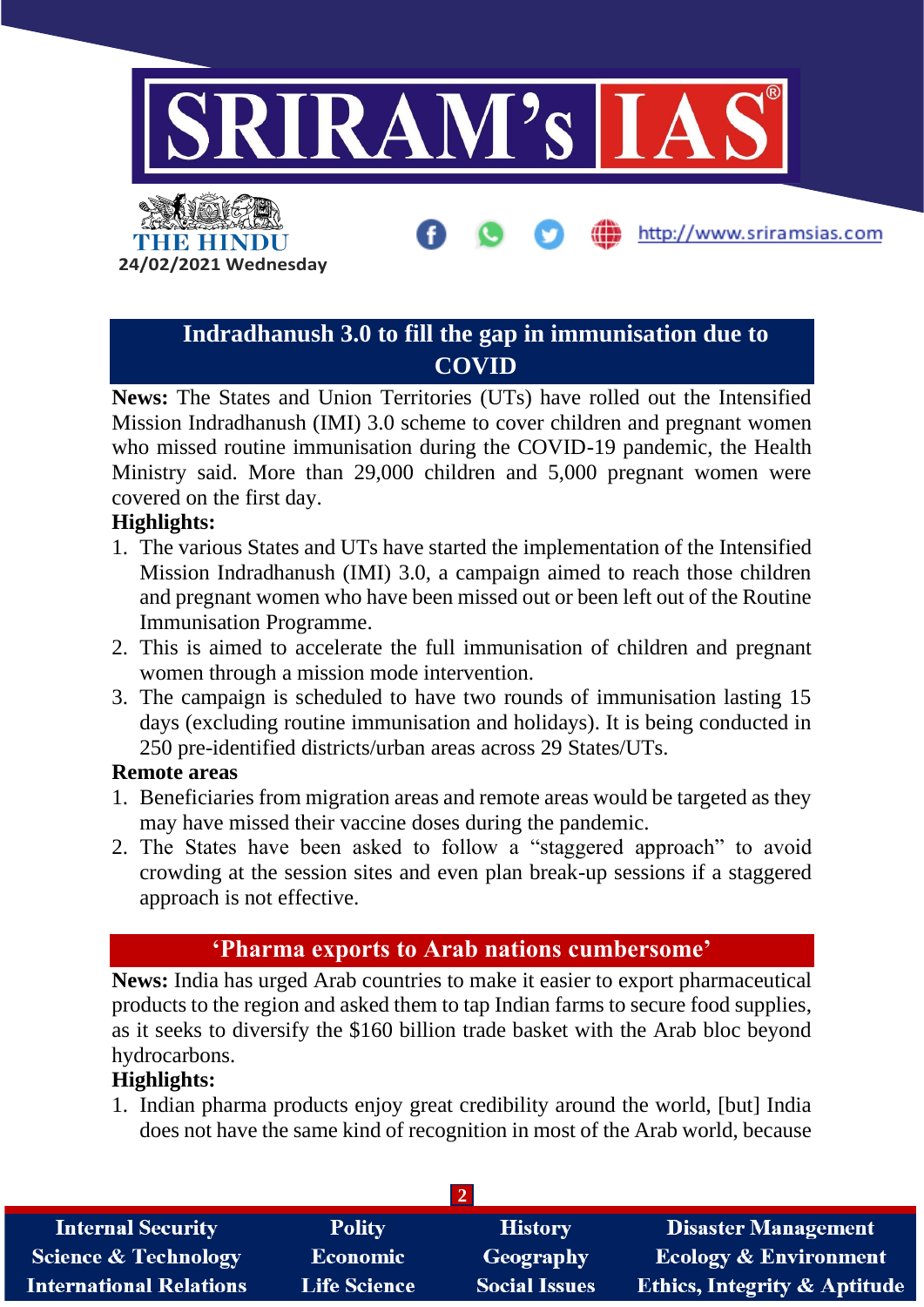## Indradhanush 3.0 to fill the gap in immunisation due to COVID

**News:** The States and Union Territories (UTs) have rolled out the Intensified Mission Indradhanush (IMI) 3.0 scheme to cover children and pregnant women who missed routine immunisation during the COVID-19 pandemic, the Health Ministry said. More than 29,000 children and 5,000 pregnant women were covered on the first day.

**Highlights:**

1. The various States and UTs have started the implementation of the Intensified Mission Indradhanush (IMI) 3.0, a campaign aimed to reach those children and pregnant women who have been missed out or been left out of the Routine Immunisation Programme.
2. This is aimed to accelerate the full immunisation of children and pregnant women through a mission mode intervention.
3. The campaign is scheduled to have two rounds of immunisation lasting 15 days (excluding routine immunisation and holidays). It is being conducted in 250 pre-identified districts/urban areas across 29 States/UTs.

**Remote areas**

1. Beneficiaries from migration areas and remote areas would be targeted as they may have missed their vaccine doses during the pandemic.
2. The States have been asked to follow a "staggered approach" to avoid crowding at the session sites and even plan break-up sessions if a staggered approach is not effective.

## 'Pharma exports to Arab nations cumbersome'

**News:** India has urged Arab countries to make it easier to export pharmaceutical products to the region and asked them to tap Indian farms to secure food supplies, as it seeks to diversify the $160 billion trade basket with the Arab bloc beyond hydrocarbons.

**Highlights:**

1. Indian pharma products enjoy great credibility around the world, [but] India does not have the same kind of recognition in most of the Arab world, because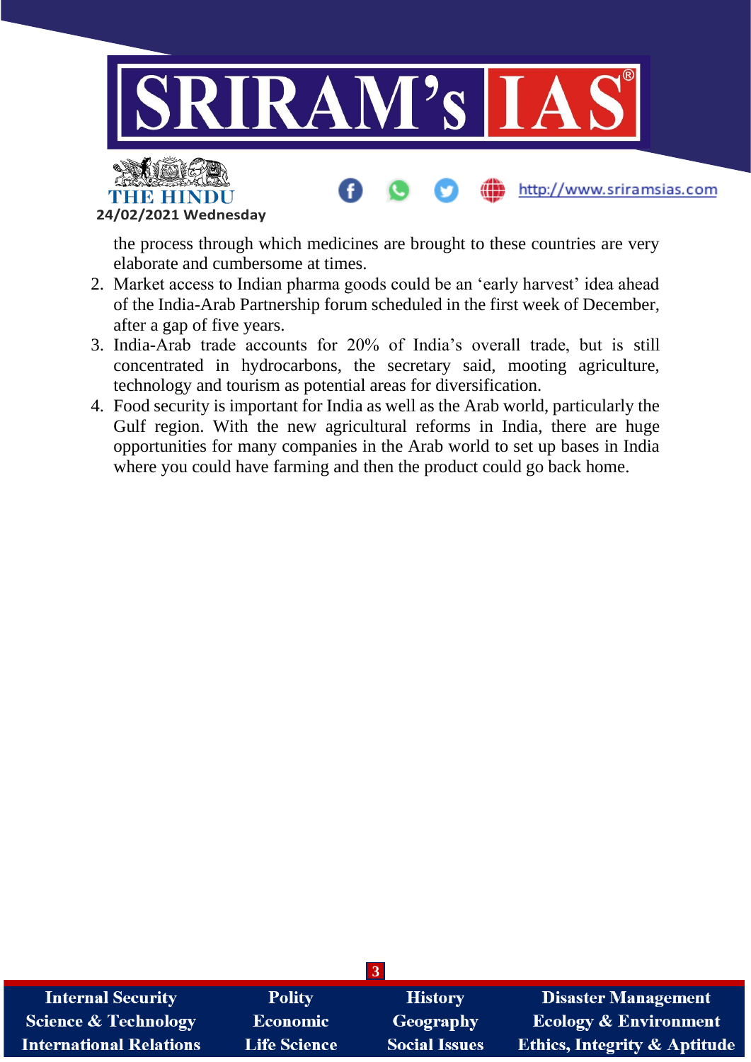the process through which medicines are brought to these countries are very elaborate and cumbersome at times.

2. Market access to Indian pharma goods could be an ‘early harvest’ idea ahead of the India-Arab Partnership forum scheduled in the first week of December, after a gap of five years.
3. India-Arab trade accounts for 20% of India’s overall trade, but is still concentrated in hydrocarbons, the secretary said, mooting agriculture, technology and tourism as potential areas for diversification.
4. Food security is important for India as well as the Arab world, particularly the Gulf region. With the new agricultural reforms in India, there are huge opportunities for many companies in the Arab world to set up bases in India where you could have farming and then the product could go back home.